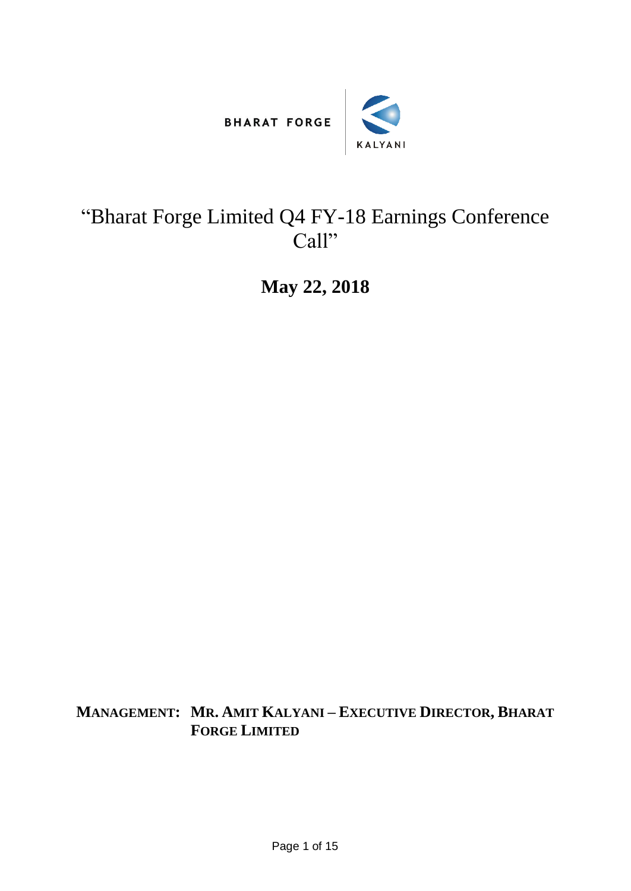BHARAT FORGE

KALYANI

# "Bharat Forge Limited Q4 FY-18 Earnings Conference Call"

## May 22, 2018

**MANAGEMENT: MR. AMIT KALYANI – EXECUTIVE DIRECTOR, BHARAT FORGE LIMITED**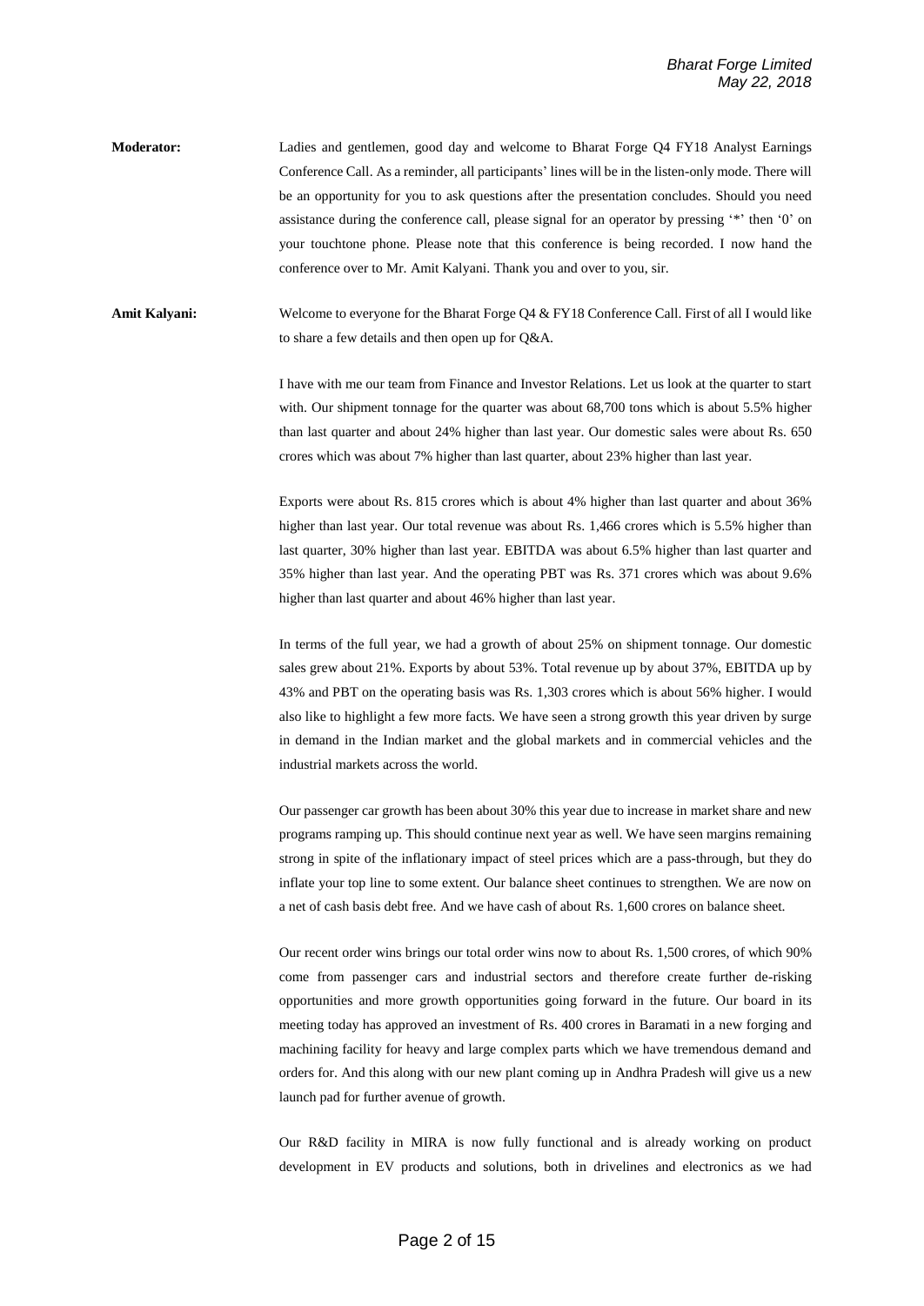**Moderator:** Ladies and gentlemen, good day and welcome to Bharat Forge Q4 FY18 Analyst Earnings Conference Call. As a reminder, all participants' lines will be in the listen-only mode. There will be an opportunity for you to ask questions after the presentation concludes. Should you need assistance during the conference call, please signal for an operator by pressing '*' then '0' on your touchtone phone. Please note that this conference is being recorded. I now hand the conference over to Mr. Amit Kalyani. Thank you and over to you, sir.

**Amit Kalyani:** Welcome to everyone for the Bharat Forge Q4 & FY18 Conference Call. First of all I would like to share a few details and then open up for Q&A.

I have with me our team from Finance and Investor Relations. Let us look at the quarter to start with. Our shipment tonnage for the quarter was about 68,700 tons which is about 5.5% higher than last quarter and about 24% higher than last year. Our domestic sales were about Rs. 650 crores which was about 7% higher than last quarter, about 23% higher than last year.

Exports were about Rs. 815 crores which is about 4% higher than last quarter and about 36% higher than last year. Our total revenue was about Rs. 1,466 crores which is 5.5% higher than last quarter, 30% higher than last year. EBITDA was about 6.5% higher than last quarter and 35% higher than last year. And the operating PBT was Rs. 371 crores which was about 9.6% higher than last quarter and about 46% higher than last year.

In terms of the full year, we had a growth of about 25% on shipment tonnage. Our domestic sales grew about 21%. Exports by about 53%. Total revenue up by about 37%, EBITDA up by 43% and PBT on the operating basis was Rs. 1,303 crores which is about 56% higher. I would also like to highlight a few more facts. We have seen a strong growth this year driven by surge in demand in the Indian market and the global markets and in commercial vehicles and the industrial markets across the world.

Our passenger car growth has been about 30% this year due to increase in market share and new programs ramping up. This should continue next year as well. We have seen margins remaining strong in spite of the inflationary impact of steel prices which are a pass-through, but they do inflate your top line to some extent. Our balance sheet continues to strengthen. We are now on a net of cash basis debt free. And we have cash of about Rs. 1,600 crores on balance sheet.

Our recent order wins brings our total order wins now to about Rs. 1,500 crores, of which 90% come from passenger cars and industrial sectors and therefore create further de-risking opportunities and more growth opportunities going forward in the future. Our board in its meeting today has approved an investment of Rs. 400 crores in Baramati in a new forging and machining facility for heavy and large complex parts which we have tremendous demand and orders for. And this along with our new plant coming up in Andhra Pradesh will give us a new launch pad for further avenue of growth.

Our R&D facility in MIRA is now fully functional and is already working on product development in EV products and solutions, both in drivelines and electronics as we had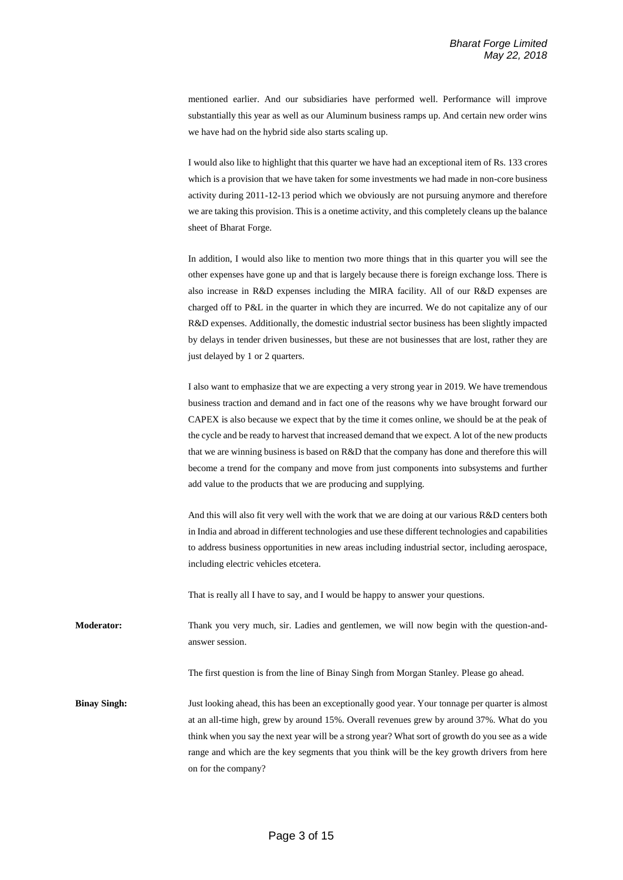mentioned earlier. And our subsidiaries have performed well. Performance will improve substantially this year as well as our Aluminum business ramps up. And certain new order wins we have had on the hybrid side also starts scaling up.

I would also like to highlight that this quarter we have had an exceptional item of Rs. 133 crores which is a provision that we have taken for some investments we had made in non-core business activity during 2011-12-13 period which we obviously are not pursuing anymore and therefore we are taking this provision. This is a onetime activity, and this completely cleans up the balance sheet of Bharat Forge.

In addition, I would also like to mention two more things that in this quarter you will see the other expenses have gone up and that is largely because there is foreign exchange loss. There is also increase in R&D expenses including the MIRA facility. All of our R&D expenses are charged off to P&L in the quarter in which they are incurred. We do not capitalize any of our R&D expenses. Additionally, the domestic industrial sector business has been slightly impacted by delays in tender driven businesses, but these are not businesses that are lost, rather they are just delayed by 1 or 2 quarters.

I also want to emphasize that we are expecting a very strong year in 2019. We have tremendous business traction and demand and in fact one of the reasons why we have brought forward our CAPEX is also because we expect that by the time it comes online, we should be at the peak of the cycle and be ready to harvest that increased demand that we expect. A lot of the new products that we are winning business is based on R&D that the company has done and therefore this will become a trend for the company and move from just components into subsystems and further add value to the products that we are producing and supplying.

And this will also fit very well with the work that we are doing at our various R&D centers both in India and abroad in different technologies and use these different technologies and capabilities to address business opportunities in new areas including industrial sector, including aerospace, including electric vehicles etcetera.

That is really all I have to say, and I would be happy to answer your questions.

**Moderator:** Thank you very much, sir. Ladies and gentlemen, we will now begin with the question-and-answer session.

The first question is from the line of Binay Singh from Morgan Stanley. Please go ahead.

**Binay Singh:** Just looking ahead, this has been an exceptionally good year. Your tonnage per quarter is almost at an all-time high, grew by around 15%. Overall revenues grew by around 37%. What do you think when you say the next year will be a strong year? What sort of growth do you see as a wide range and which are the key segments that you think will be the key growth drivers from here on for the company?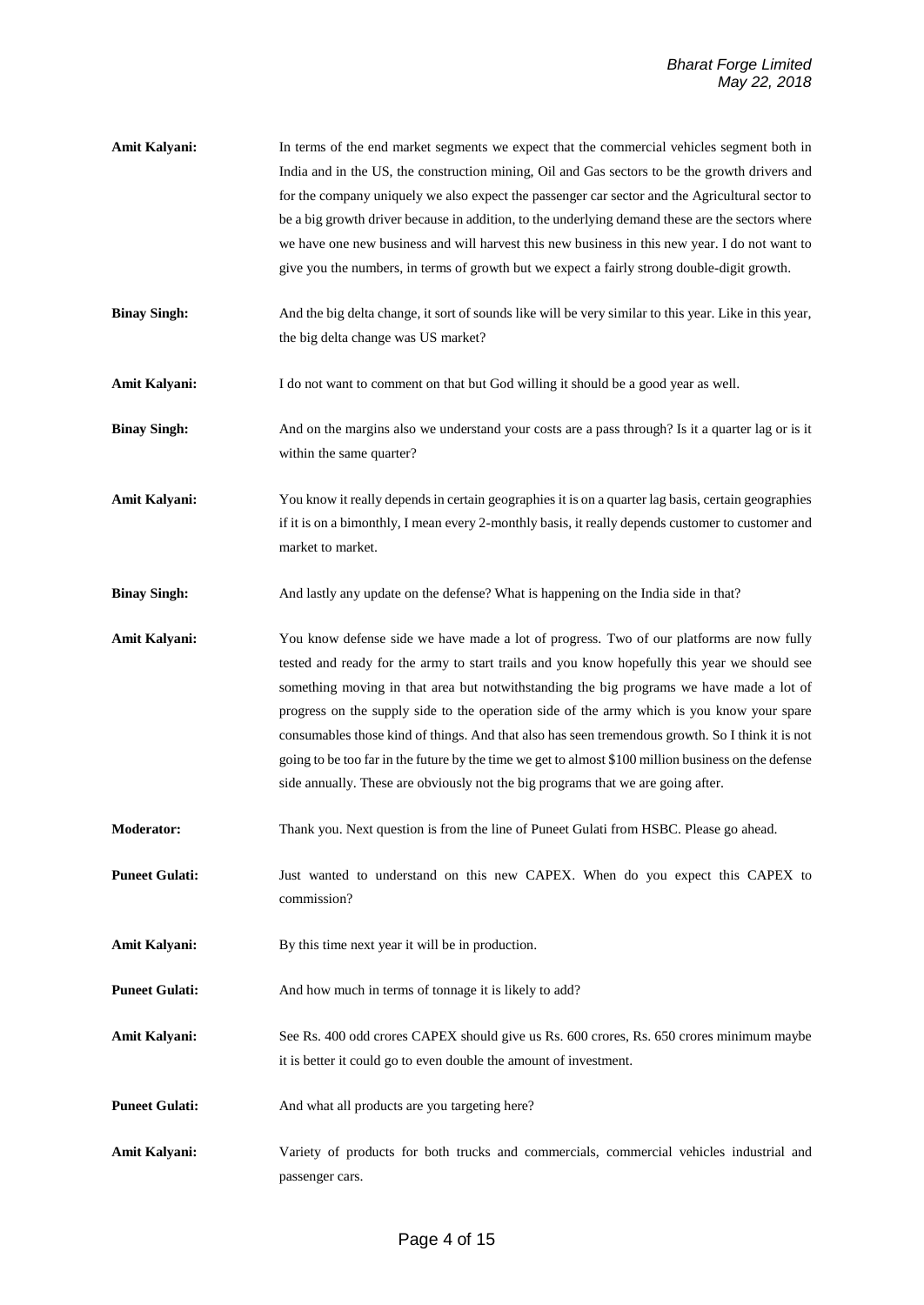**Amit Kalyani:** In terms of the end market segments we expect that the commercial vehicles segment both in India and in the US, the construction mining, Oil and Gas sectors to be the growth drivers and for the company uniquely we also expect the passenger car sector and the Agricultural sector to be a big growth driver because in addition, to the underlying demand these are the sectors where we have one new business and will harvest this new business in this new year. I do not want to give you the numbers, in terms of growth but we expect a fairly strong double-digit growth.

**Binay Singh:** And the big delta change, it sort of sounds like will be very similar to this year. Like in this year, the big delta change was US market?

**Amit Kalyani:** I do not want to comment on that but God willing it should be a good year as well.

**Binay Singh:** And on the margins also we understand your costs are a pass through? Is it a quarter lag or is it within the same quarter?

**Amit Kalyani:** You know it really depends in certain geographies it is on a quarter lag basis, certain geographies if it is on a bimonthly, I mean every 2-monthly basis, it really depends customer to customer and market to market.

**Binay Singh:** And lastly any update on the defense? What is happening on the India side in that?

**Amit Kalyani:** You know defense side we have made a lot of progress. Two of our platforms are now fully tested and ready for the army to start trails and you know hopefully this year we should see something moving in that area but notwithstanding the big programs we have made a lot of progress on the supply side to the operation side of the army which is you know your spare consumables those kind of things. And that also has seen tremendous growth. So I think it is not going to be too far in the future by the time we get to almost $100 million business on the defense side annually. These are obviously not the big programs that we are going after.

**Moderator:** Thank you. Next question is from the line of Puneet Gulati from HSBC. Please go ahead.

**Puneet Gulati:** Just wanted to understand on this new CAPEX. When do you expect this CAPEX to commission?

**Amit Kalyani:** By this time next year it will be in production.

**Puneet Gulati:** And how much in terms of tonnage it is likely to add?

**Amit Kalyani:** See Rs. 400 odd crores CAPEX should give us Rs. 600 crores, Rs. 650 crores minimum maybe it is better it could go to even double the amount of investment.

**Puneet Gulati:** And what all products are you targeting here?

**Amit Kalyani:** Variety of products for both trucks and commercials, commercial vehicles industrial and passenger cars.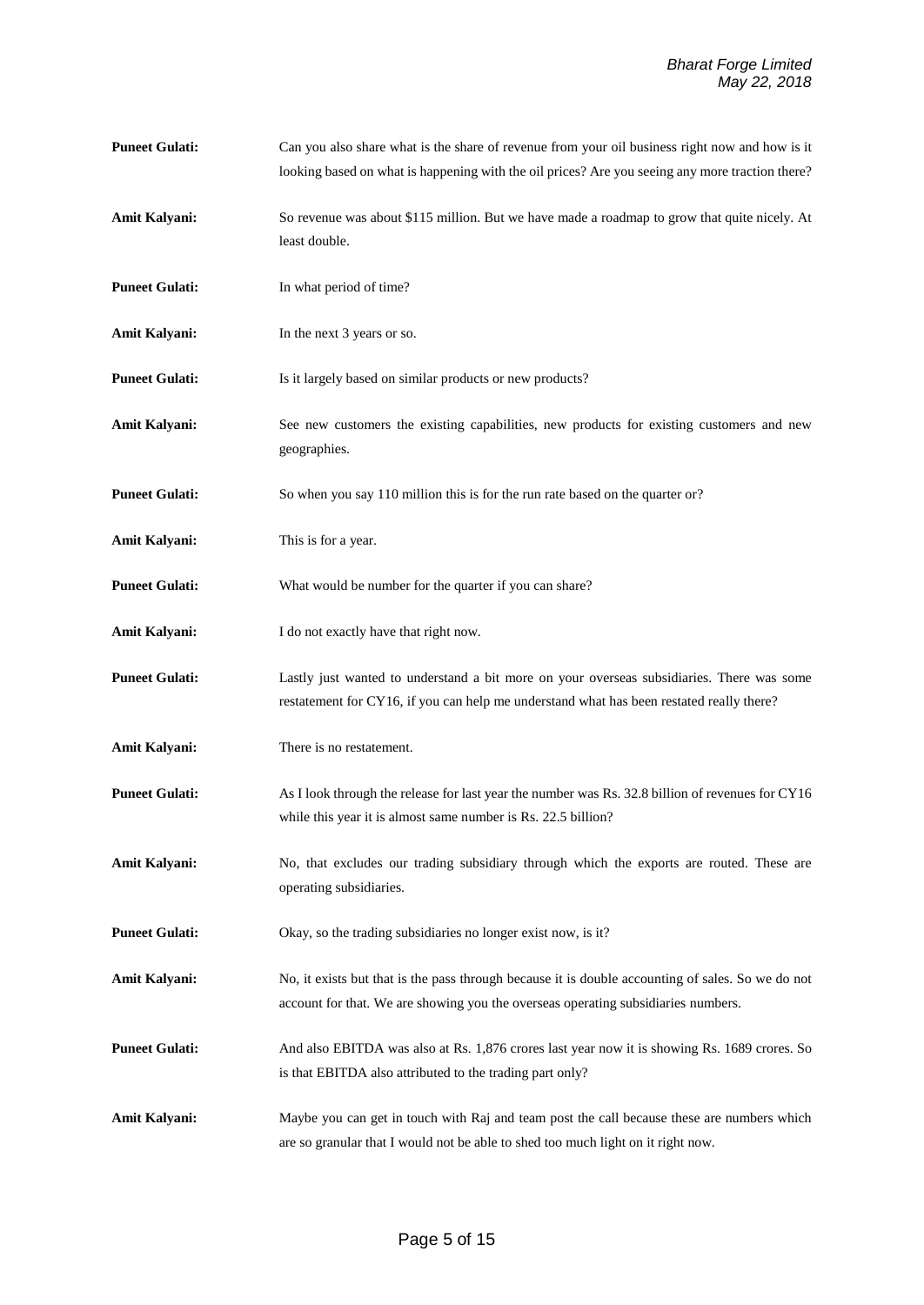**Puneet Gulati:** Can you also share what is the share of revenue from your oil business right now and how is it looking based on what is happening with the oil prices? Are you seeing any more traction there?

**Amit Kalyani:** So revenue was about $115 million. But we have made a roadmap to grow that quite nicely. At least double.

**Puneet Gulati:** In what period of time?

**Amit Kalyani:** In the next 3 years or so.

**Puneet Gulati:** Is it largely based on similar products or new products?

**Amit Kalyani:** See new customers the existing capabilities, new products for existing customers and new geographies.

**Puneet Gulati:** So when you say 110 million this is for the run rate based on the quarter or?

**Amit Kalyani:** This is for a year.

**Puneet Gulati:** What would be number for the quarter if you can share?

**Amit Kalyani:** I do not exactly have that right now.

**Puneet Gulati:** Lastly just wanted to understand a bit more on your overseas subsidiaries. There was some restatement for CY16, if you can help me understand what has been restated really there?

**Amit Kalyani:** There is no restatement.

**Puneet Gulati:** As I look through the release for last year the number was Rs. 32.8 billion of revenues for CY16 while this year it is almost same number is Rs. 22.5 billion?

**Amit Kalyani:** No, that excludes our trading subsidiary through which the exports are routed. These are operating subsidiaries.

**Puneet Gulati:** Okay, so the trading subsidiaries no longer exist now, is it?

**Amit Kalyani:** No, it exists but that is the pass through because it is double accounting of sales. So we do not account for that. We are showing you the overseas operating subsidiaries numbers.

**Puneet Gulati:** And also EBITDA was also at Rs. 1,876 crores last year now it is showing Rs. 1689 crores. So is that EBITDA also attributed to the trading part only?

**Amit Kalyani:** Maybe you can get in touch with Raj and team post the call because these are numbers which are so granular that I would not be able to shed too much light on it right now.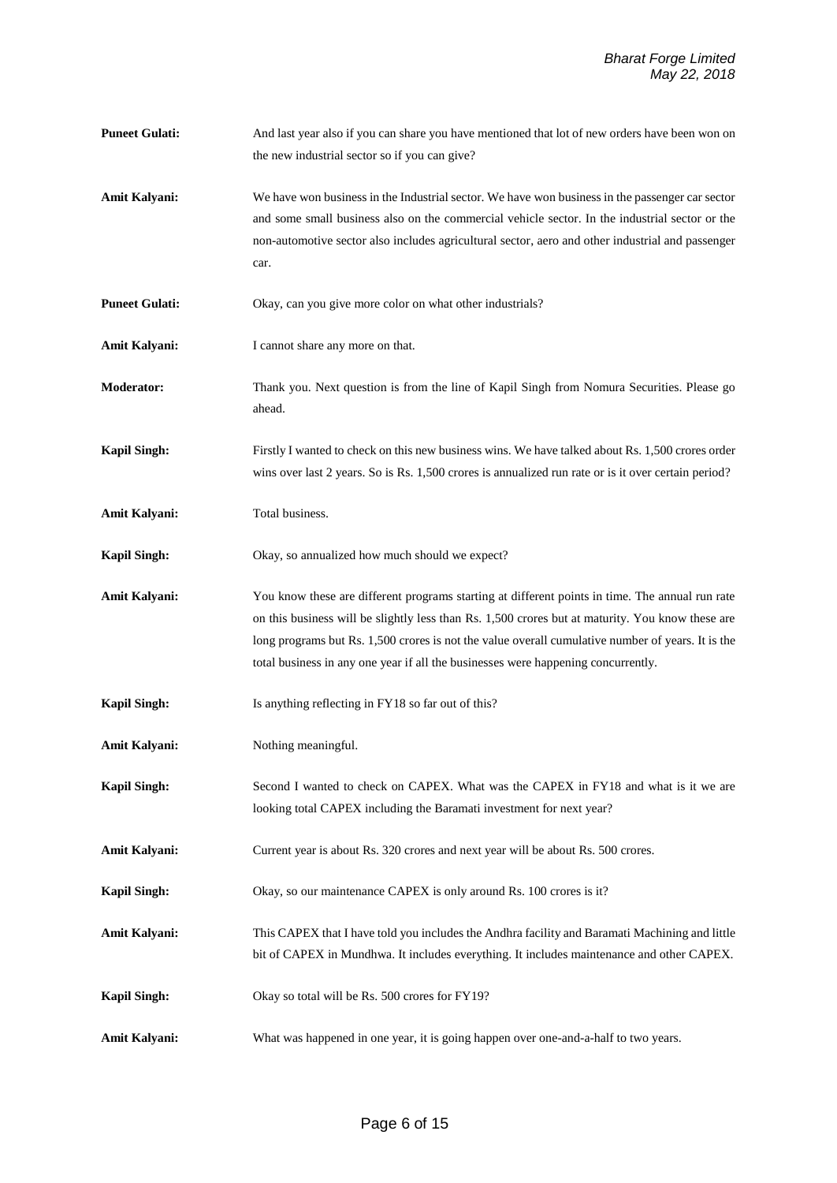**Puneet Gulati:** And last year also if you can share you have mentioned that lot of new orders have been won on the new industrial sector so if you can give?

**Amit Kalyani:** We have won business in the Industrial sector. We have won business in the passenger car sector and some small business also on the commercial vehicle sector. In the industrial sector or the non-automotive sector also includes agricultural sector, aero and other industrial and passenger car.

**Puneet Gulati:** Okay, can you give more color on what other industrials?

**Amit Kalyani:** I cannot share any more on that.

**Moderator:** Thank you. Next question is from the line of Kapil Singh from Nomura Securities. Please go ahead.

**Kapil Singh:** Firstly I wanted to check on this new business wins. We have talked about Rs. 1,500 crores order wins over last 2 years. So is Rs. 1,500 crores is annualized run rate or is it over certain period?

**Amit Kalyani:** Total business.

**Kapil Singh:** Okay, so annualized how much should we expect?

**Amit Kalyani:** You know these are different programs starting at different points in time. The annual run rate on this business will be slightly less than Rs. 1,500 crores but at maturity. You know these are long programs but Rs. 1,500 crores is not the value overall cumulative number of years. It is the total business in any one year if all the businesses were happening concurrently.

**Kapil Singh:** Is anything reflecting in FY18 so far out of this?

**Amit Kalyani:** Nothing meaningful.

**Kapil Singh:** Second I wanted to check on CAPEX. What was the CAPEX in FY18 and what is it we are looking total CAPEX including the Baramati investment for next year?

**Amit Kalyani:** Current year is about Rs. 320 crores and next year will be about Rs. 500 crores.

**Kapil Singh:** Okay, so our maintenance CAPEX is only around Rs. 100 crores is it?

**Amit Kalyani:** This CAPEX that I have told you includes the Andhra facility and Baramati Machining and little bit of CAPEX in Mundhwa. It includes everything. It includes maintenance and other CAPEX.

**Kapil Singh:** Okay so total will be Rs. 500 crores for FY19?

**Amit Kalyani:** What was happened in one year, it is going happen over one-and-a-half to two years.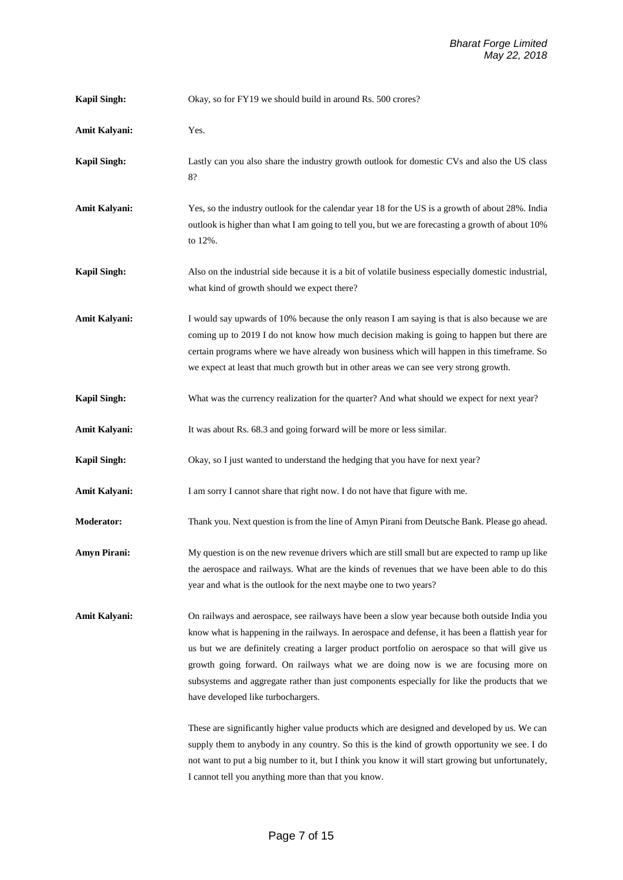**Kapil Singh:** Okay, so for FY19 we should build in around Rs. 500 crores?

**Amit Kalyani:** Yes.

**Kapil Singh:** Lastly can you also share the industry growth outlook for domestic CVs and also the US class 8?

**Amit Kalyani:** Yes, so the industry outlook for the calendar year 18 for the US is a growth of about 28%. India outlook is higher than what I am going to tell you, but we are forecasting a growth of about 10% to 12%.

**Kapil Singh:** Also on the industrial side because it is a bit of volatile business especially domestic industrial, what kind of growth should we expect there?

**Amit Kalyani:** I would say upwards of 10% because the only reason I am saying is that is also because we are coming up to 2019 I do not know how much decision making is going to happen but there are certain programs where we have already won business which will happen in this timeframe. So we expect at least that much growth but in other areas we can see very strong growth.

**Kapil Singh:** What was the currency realization for the quarter? And what should we expect for next year?

**Amit Kalyani:** It was about Rs. 68.3 and going forward will be more or less similar.

**Kapil Singh:** Okay, so I just wanted to understand the hedging that you have for next year?

**Amit Kalyani:** I am sorry I cannot share that right now. I do not have that figure with me.

**Moderator:** Thank you. Next question is from the line of Amyn Pirani from Deutsche Bank. Please go ahead.

**Amyn Pirani:** My question is on the new revenue drivers which are still small but are expected to ramp up like the aerospace and railways. What are the kinds of revenues that we have been able to do this year and what is the outlook for the next maybe one to two years?

**Amit Kalyani:** On railways and aerospace, see railways have been a slow year because both outside India you know what is happening in the railways. In aerospace and defense, it has been a flattish year for us but we are definitely creating a larger product portfolio on aerospace so that will give us growth going forward. On railways what we are doing now is we are focusing more on subsystems and aggregate rather than just components especially for like the products that we have developed like turbochargers.

These are significantly higher value products which are designed and developed by us. We can supply them to anybody in any country. So this is the kind of growth opportunity we see. I do not want to put a big number to it, but I think you know it will start growing but unfortunately, I cannot tell you anything more than that you know.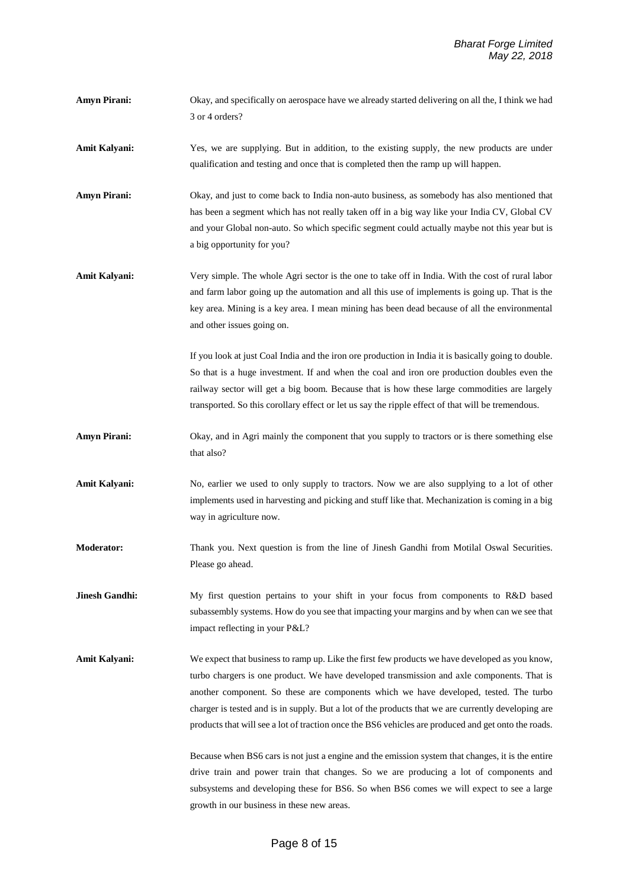**Amyn Pirani:** Okay, and specifically on aerospace have we already started delivering on all the, I think we had 3 or 4 orders?

**Amit Kalyani:** Yes, we are supplying. But in addition, to the existing supply, the new products are under qualification and testing and once that is completed then the ramp up will happen.

**Amyn Pirani:** Okay, and just to come back to India non-auto business, as somebody has also mentioned that has been a segment which has not really taken off in a big way like your India CV, Global CV and your Global non-auto. So which specific segment could actually maybe not this year but is a big opportunity for you?

**Amit Kalyani:** Very simple. The whole Agri sector is the one to take off in India. With the cost of rural labor and farm labor going up the automation and all this use of implements is going up. That is the key area. Mining is a key area. I mean mining has been dead because of all the environmental and other issues going on.

If you look at just Coal India and the iron ore production in India it is basically going to double. So that is a huge investment. If and when the coal and iron ore production doubles even the railway sector will get a big boom. Because that is how these large commodities are largely transported. So this corollary effect or let us say the ripple effect of that will be tremendous.

**Amyn Pirani:** Okay, and in Agri mainly the component that you supply to tractors or is there something else that also?

**Amit Kalyani:** No, earlier we used to only supply to tractors. Now we are also supplying to a lot of other implements used in harvesting and picking and stuff like that. Mechanization is coming in a big way in agriculture now.

**Moderator:** Thank you. Next question is from the line of Jinesh Gandhi from Motilal Oswal Securities. Please go ahead.

**Jinesh Gandhi:** My first question pertains to your shift in your focus from components to R&D based subassembly systems. How do you see that impacting your margins and by when can we see that impact reflecting in your P&L?

**Amit Kalyani:** We expect that business to ramp up. Like the first few products we have developed as you know, turbo chargers is one product. We have developed transmission and axle components. That is another component. So these are components which we have developed, tested. The turbo charger is tested and is in supply. But a lot of the products that we are currently developing are products that will see a lot of traction once the BS6 vehicles are produced and get onto the roads.

Because when BS6 cars is not just a engine and the emission system that changes, it is the entire drive train and power train that changes. So we are producing a lot of components and subsystems and developing these for BS6. So when BS6 comes we will expect to see a large growth in our business in these new areas.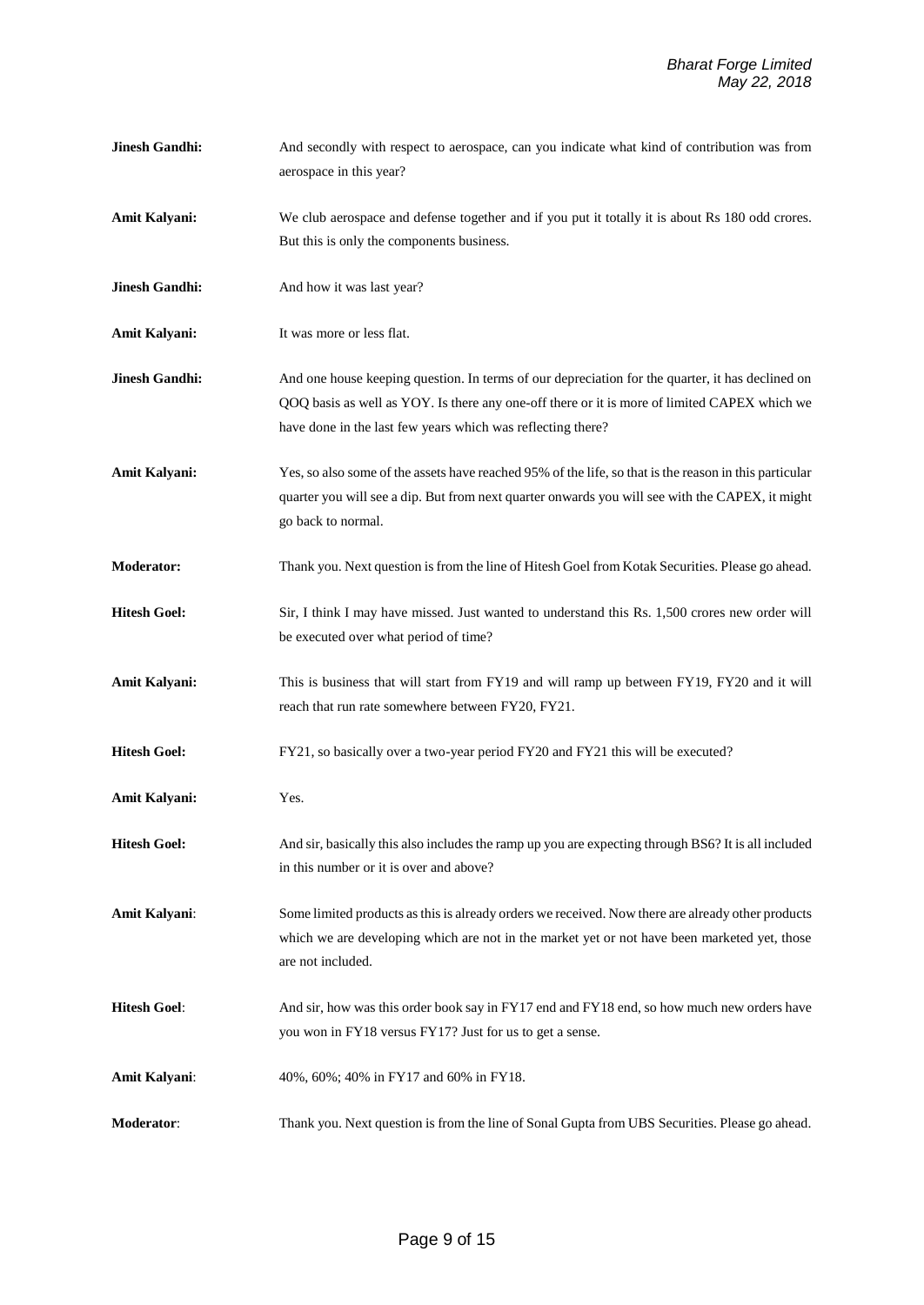**Jinesh Gandhi:** And secondly with respect to aerospace, can you indicate what kind of contribution was from aerospace in this year?

**Amit Kalyani:** We club aerospace and defense together and if you put it totally it is about Rs 180 odd crores. But this is only the components business.

**Jinesh Gandhi:** And how it was last year?

**Amit Kalyani:** It was more or less flat.

**Jinesh Gandhi:** And one house keeping question. In terms of our depreciation for the quarter, it has declined on QOQ basis as well as YOY. Is there any one-off there or it is more of limited CAPEX which we have done in the last few years which was reflecting there?

**Amit Kalyani:** Yes, so also some of the assets have reached 95% of the life, so that is the reason in this particular quarter you will see a dip. But from next quarter onwards you will see with the CAPEX, it might go back to normal.

**Moderator:** Thank you. Next question is from the line of Hitesh Goel from Kotak Securities. Please go ahead.

**Hitesh Goel:** Sir, I think I may have missed. Just wanted to understand this Rs. 1,500 crores new order will be executed over what period of time?

**Amit Kalyani:** This is business that will start from FY19 and will ramp up between FY19, FY20 and it will reach that run rate somewhere between FY20, FY21.

**Hitesh Goel:** FY21, so basically over a two-year period FY20 and FY21 this will be executed?

**Amit Kalyani:** Yes.

**Hitesh Goel:** And sir, basically this also includes the ramp up you are expecting through BS6? It is all included in this number or it is over and above?

**Amit Kalyani**: Some limited products as this is already orders we received. Now there are already other products which we are developing which are not in the market yet or not have been marketed yet, those are not included.

**Hitesh Goel**: And sir, how was this order book say in FY17 end and FY18 end, so how much new orders have you won in FY18 versus FY17? Just for us to get a sense.

**Amit Kalyani**: 40%, 60%; 40% in FY17 and 60% in FY18.

**Moderator**: Thank you. Next question is from the line of Sonal Gupta from UBS Securities. Please go ahead.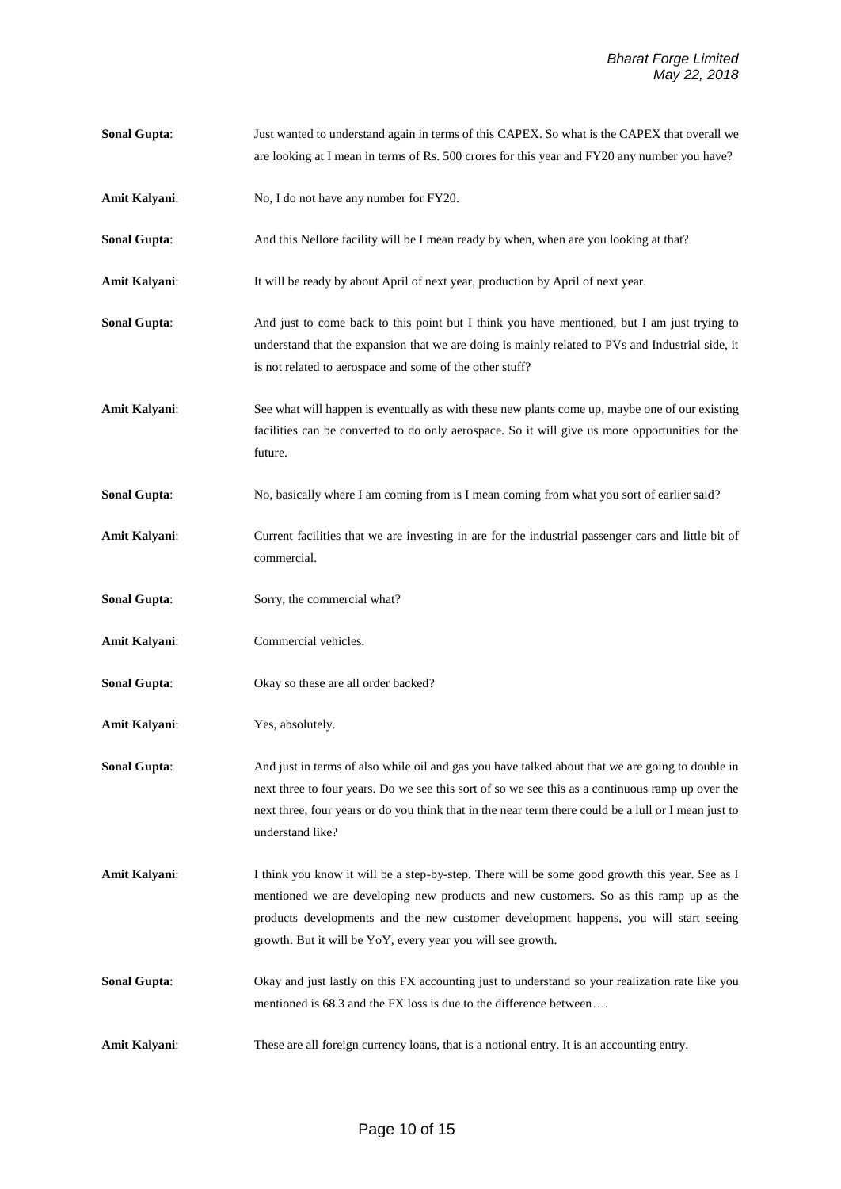**Sonal Gupta**: Just wanted to understand again in terms of this CAPEX. So what is the CAPEX that overall we are looking at I mean in terms of Rs. 500 crores for this year and FY20 any number you have?

**Amit Kalyani**: No, I do not have any number for FY20.

**Sonal Gupta**: And this Nellore facility will be I mean ready by when, when are you looking at that?

**Amit Kalyani**: It will be ready by about April of next year, production by April of next year.

**Sonal Gupta**: And just to come back to this point but I think you have mentioned, but I am just trying to understand that the expansion that we are doing is mainly related to PVs and Industrial side, it is not related to aerospace and some of the other stuff?

**Amit Kalyani**: See what will happen is eventually as with these new plants come up, maybe one of our existing facilities can be converted to do only aerospace. So it will give us more opportunities for the future.

**Sonal Gupta**: No, basically where I am coming from is I mean coming from what you sort of earlier said?

**Amit Kalyani**: Current facilities that we are investing in are for the industrial passenger cars and little bit of commercial.

**Sonal Gupta**: Sorry, the commercial what?

**Amit Kalyani**: Commercial vehicles.

**Sonal Gupta**: Okay so these are all order backed?

**Amit Kalyani**: Yes, absolutely.

**Sonal Gupta**: And just in terms of also while oil and gas you have talked about that we are going to double in next three to four years. Do we see this sort of so we see this as a continuous ramp up over the next three, four years or do you think that in the near term there could be a lull or I mean just to understand like?

**Amit Kalyani**: I think you know it will be a step-by-step. There will be some good growth this year. See as I mentioned we are developing new products and new customers. So as this ramp up as the products developments and the new customer development happens, you will start seeing growth. But it will be YoY, every year you will see growth.

**Sonal Gupta**: Okay and just lastly on this FX accounting just to understand so your realization rate like you mentioned is 68.3 and the FX loss is due to the difference between….

**Amit Kalyani**: These are all foreign currency loans, that is a notional entry. It is an accounting entry.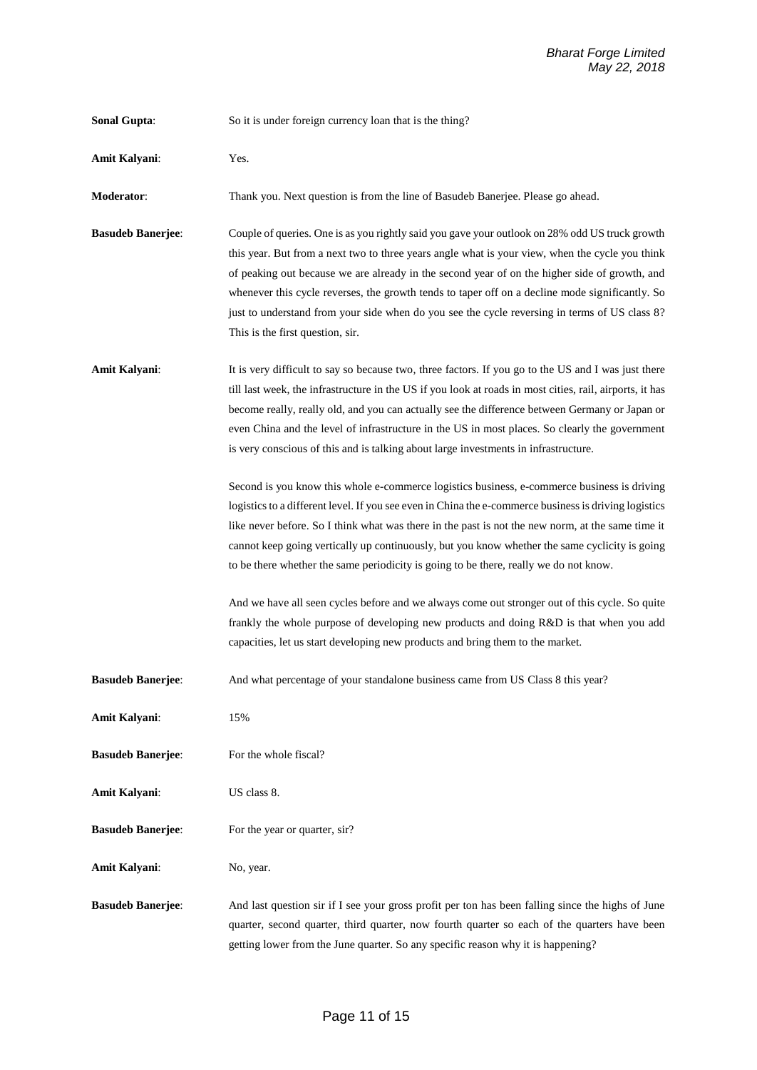**Sonal Gupta**: So it is under foreign currency loan that is the thing?

**Amit Kalyani**: Yes.

**Moderator**: Thank you. Next question is from the line of Basudeb Banerjee. Please go ahead.

**Basudeb Banerjee**: Couple of queries. One is as you rightly said you gave your outlook on 28% odd US truck growth this year. But from a next two to three years angle what is your view, when the cycle you think of peaking out because we are already in the second year of on the higher side of growth, and whenever this cycle reverses, the growth tends to taper off on a decline mode significantly. So just to understand from your side when do you see the cycle reversing in terms of US class 8? This is the first question, sir.

**Amit Kalyani**: It is very difficult to say so because two, three factors. If you go to the US and I was just there till last week, the infrastructure in the US if you look at roads in most cities, rail, airports, it has become really, really old, and you can actually see the difference between Germany or Japan or even China and the level of infrastructure in the US in most places. So clearly the government is very conscious of this and is talking about large investments in infrastructure.

Second is you know this whole e-commerce logistics business, e-commerce business is driving logistics to a different level. If you see even in China the e-commerce business is driving logistics like never before. So I think what was there in the past is not the new norm, at the same time it cannot keep going vertically up continuously, but you know whether the same cyclicity is going to be there whether the same periodicity is going to be there, really we do not know.

And we have all seen cycles before and we always come out stronger out of this cycle. So quite frankly the whole purpose of developing new products and doing R&D is that when you add capacities, let us start developing new products and bring them to the market.

**Basudeb Banerjee**: And what percentage of your standalone business came from US Class 8 this year?

**Amit Kalyani**: 15%

**Basudeb Banerjee**: For the whole fiscal?

**Amit Kalyani**: US class 8.

**Basudeb Banerjee**: For the year or quarter, sir?

**Amit Kalyani**: No, year.

**Basudeb Banerjee**: And last question sir if I see your gross profit per ton has been falling since the highs of June quarter, second quarter, third quarter, now fourth quarter so each of the quarters have been getting lower from the June quarter. So any specific reason why it is happening?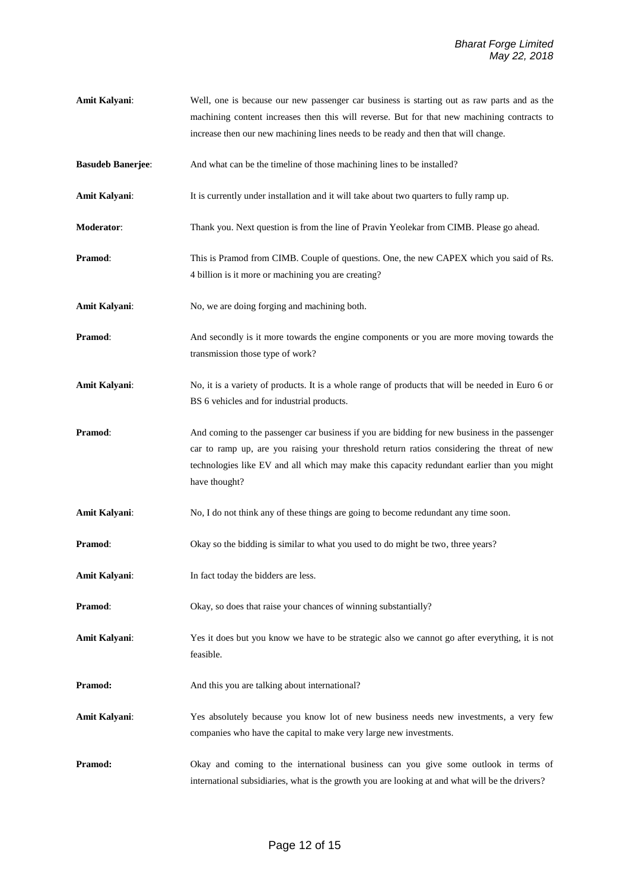**Amit Kalyani**: Well, one is because our new passenger car business is starting out as raw parts and as the machining content increases then this will reverse. But for that new machining contracts to increase then our new machining lines needs to be ready and then that will change.

**Basudeb Banerjee**: And what can be the timeline of those machining lines to be installed?

**Amit Kalyani**: It is currently under installation and it will take about two quarters to fully ramp up.

**Moderator**: Thank you. Next question is from the line of Pravin Yeolekar from CIMB. Please go ahead.

**Pramod**: This is Pramod from CIMB. Couple of questions. One, the new CAPEX which you said of Rs. 4 billion is it more or machining you are creating?

**Amit Kalyani**: No, we are doing forging and machining both.

**Pramod**: And secondly is it more towards the engine components or you are more moving towards the transmission those type of work?

**Amit Kalyani**: No, it is a variety of products. It is a whole range of products that will be needed in Euro 6 or BS 6 vehicles and for industrial products.

**Pramod**: And coming to the passenger car business if you are bidding for new business in the passenger car to ramp up, are you raising your threshold return ratios considering the threat of new technologies like EV and all which may make this capacity redundant earlier than you might have thought?

**Amit Kalyani**: No, I do not think any of these things are going to become redundant any time soon.

**Pramod**: Okay so the bidding is similar to what you used to do might be two, three years?

**Amit Kalyani**: In fact today the bidders are less.

**Pramod**: Okay, so does that raise your chances of winning substantially?

**Amit Kalyani**: Yes it does but you know we have to be strategic also we cannot go after everything, it is not feasible.

**Pramod:** And this you are talking about international?

**Amit Kalyani**: Yes absolutely because you know lot of new business needs new investments, a very few companies who have the capital to make very large new investments.

**Pramod:** Okay and coming to the international business can you give some outlook in terms of international subsidiaries, what is the growth you are looking at and what will be the drivers?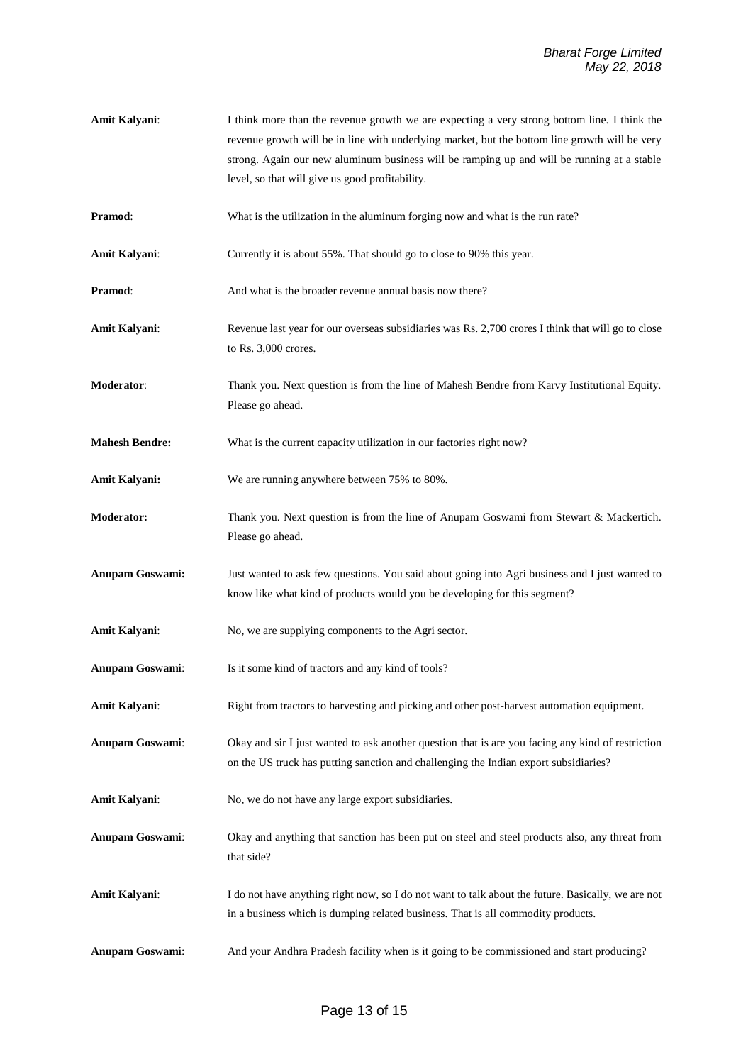**Amit Kalyani**: I think more than the revenue growth we are expecting a very strong bottom line. I think the revenue growth will be in line with underlying market, but the bottom line growth will be very strong. Again our new aluminum business will be ramping up and will be running at a stable level, so that will give us good profitability.

**Pramod**: What is the utilization in the aluminum forging now and what is the run rate?

**Amit Kalyani**: Currently it is about 55%. That should go to close to 90% this year.

**Pramod**: And what is the broader revenue annual basis now there?

**Amit Kalyani**: Revenue last year for our overseas subsidiaries was Rs. 2,700 crores I think that will go to close to Rs. 3,000 crores.

**Moderator**: Thank you. Next question is from the line of Mahesh Bendre from Karvy Institutional Equity. Please go ahead.

**Mahesh Bendre:** What is the current capacity utilization in our factories right now?

**Amit Kalyani:** We are running anywhere between 75% to 80%.

**Moderator:** Thank you. Next question is from the line of Anupam Goswami from Stewart & Mackertich. Please go ahead.

**Anupam Goswami:** Just wanted to ask few questions. You said about going into Agri business and I just wanted to know like what kind of products would you be developing for this segment?

**Amit Kalyani**: No, we are supplying components to the Agri sector.

**Anupam Goswami**: Is it some kind of tractors and any kind of tools?

**Amit Kalyani**: Right from tractors to harvesting and picking and other post-harvest automation equipment.

**Anupam Goswami**: Okay and sir I just wanted to ask another question that is are you facing any kind of restriction on the US truck has putting sanction and challenging the Indian export subsidiaries?

**Amit Kalyani**: No, we do not have any large export subsidiaries.

**Anupam Goswami**: Okay and anything that sanction has been put on steel and steel products also, any threat from that side?

**Amit Kalyani**: I do not have anything right now, so I do not want to talk about the future. Basically, we are not in a business which is dumping related business. That is all commodity products.

**Anupam Goswami**: And your Andhra Pradesh facility when is it going to be commissioned and start producing?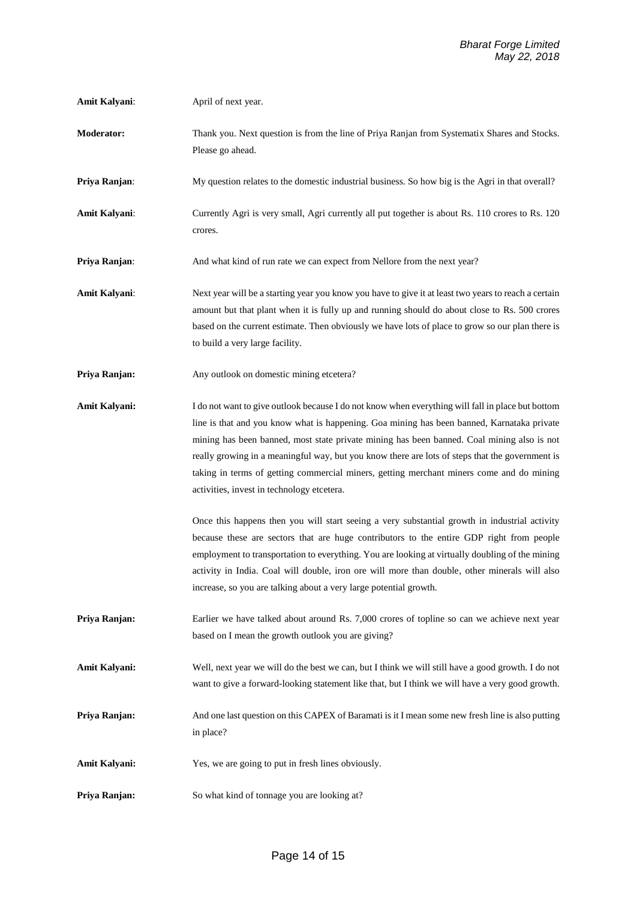**Amit Kalyani**: April of next year.

**Moderator:** Thank you. Next question is from the line of Priya Ranjan from Systematix Shares and Stocks. Please go ahead.

**Priya Ranjan**: My question relates to the domestic industrial business. So how big is the Agri in that overall?

**Amit Kalyani**: Currently Agri is very small, Agri currently all put together is about Rs. 110 crores to Rs. 120 crores.

**Priya Ranjan**: And what kind of run rate we can expect from Nellore from the next year?

**Amit Kalyani**: Next year will be a starting year you know you have to give it at least two years to reach a certain amount but that plant when it is fully up and running should do about close to Rs. 500 crores based on the current estimate. Then obviously we have lots of place to grow so our plan there is to build a very large facility.

**Priya Ranjan:** Any outlook on domestic mining etcetera?

**Amit Kalyani:** I do not want to give outlook because I do not know when everything will fall in place but bottom line is that and you know what is happening. Goa mining has been banned, Karnataka private mining has been banned, most state private mining has been banned. Coal mining also is not really growing in a meaningful way, but you know there are lots of steps that the government is taking in terms of getting commercial miners, getting merchant miners come and do mining activities, invest in technology etcetera.

Once this happens then you will start seeing a very substantial growth in industrial activity because these are sectors that are huge contributors to the entire GDP right from people employment to transportation to everything. You are looking at virtually doubling of the mining activity in India. Coal will double, iron ore will more than double, other minerals will also increase, so you are talking about a very large potential growth.

**Priya Ranjan:** Earlier we have talked about around Rs. 7,000 crores of topline so can we achieve next year based on I mean the growth outlook you are giving?

**Amit Kalyani:** Well, next year we will do the best we can, but I think we will still have a good growth. I do not want to give a forward-looking statement like that, but I think we will have a very good growth.

**Priya Ranjan:** And one last question on this CAPEX of Baramati is it I mean some new fresh line is also putting in place?

**Amit Kalyani:** Yes, we are going to put in fresh lines obviously.

**Priya Ranjan:** So what kind of tonnage you are looking at?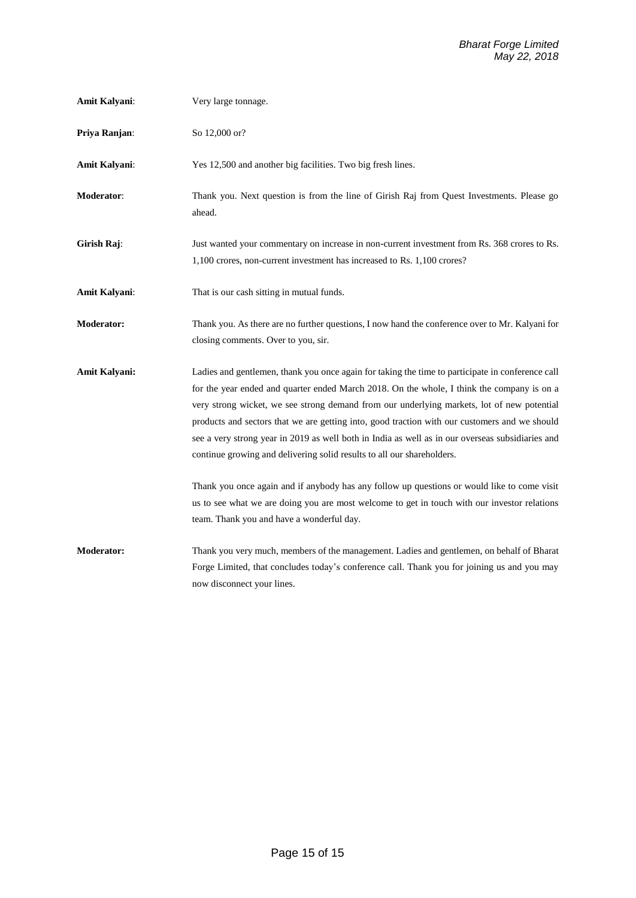**Amit Kalyani**: Very large tonnage.

**Priya Ranjan**: So 12,000 or?

**Amit Kalyani**: Yes 12,500 and another big facilities. Two big fresh lines.

**Moderator**: Thank you. Next question is from the line of Girish Raj from Quest Investments. Please go ahead.

**Girish Raj**: Just wanted your commentary on increase in non-current investment from Rs. 368 crores to Rs. 1,100 crores, non-current investment has increased to Rs. 1,100 crores?

**Amit Kalyani**: That is our cash sitting in mutual funds.

**Moderator:** Thank you. As there are no further questions, I now hand the conference over to Mr. Kalyani for closing comments. Over to you, sir.

**Amit Kalyani:** Ladies and gentlemen, thank you once again for taking the time to participate in conference call for the year ended and quarter ended March 2018. On the whole, I think the company is on a very strong wicket, we see strong demand from our underlying markets, lot of new potential products and sectors that we are getting into, good traction with our customers and we should see a very strong year in 2019 as well both in India as well as in our overseas subsidiaries and continue growing and delivering solid results to all our shareholders.

Thank you once again and if anybody has any follow up questions or would like to come visit us to see what we are doing you are most welcome to get in touch with our investor relations team. Thank you and have a wonderful day.

**Moderator:** Thank you very much, members of the management. Ladies and gentlemen, on behalf of Bharat Forge Limited, that concludes today's conference call. Thank you for joining us and you may now disconnect your lines.